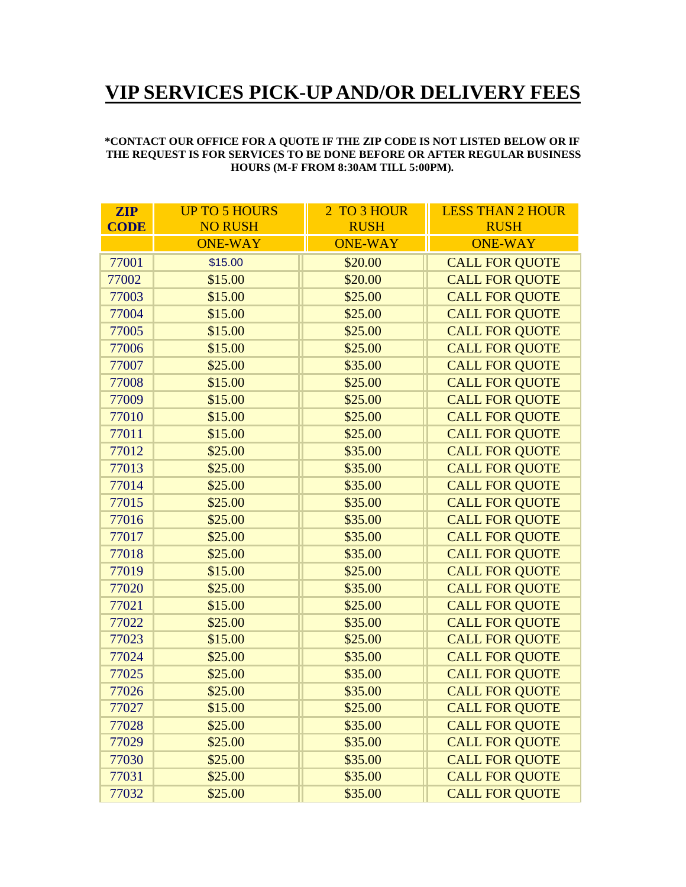# VIP SERVICES PICK-UP AND/OR DELIVERY FEES

**\*CONTACT OUR OFFICE FOR A QUOTE IF THE ZIP CODE IS NOT LISTED BELOW OR IF THE REQUEST IS FOR SERVICES TO BE DONE BEFORE OR AFTER REGULAR BUSINESS HOURS (M-F FROM 8:30AM TILL 5:00PM).**

| ZIP CODE | UP TO 5 HOURS NO RUSH | 2 TO 3 HOUR RUSH | LESS THAN 2 HOUR RUSH |
|---|---|---|---|
| | ONE-WAY | ONE-WAY | ONE-WAY |
| 77001 | $15.00 | $20.00 | CALL FOR QUOTE |
| 77002 | $15.00 | $20.00 | CALL FOR QUOTE |
| 77003 | $15.00 | $25.00 | CALL FOR QUOTE |
| 77004 | $15.00 | $25.00 | CALL FOR QUOTE |
| 77005 | $15.00 | $25.00 | CALL FOR QUOTE |
| 77006 | $15.00 | $25.00 | CALL FOR QUOTE |
| 77007 | $25.00 | $35.00 | CALL FOR QUOTE |
| 77008 | $15.00 | $25.00 | CALL FOR QUOTE |
| 77009 | $15.00 | $25.00 | CALL FOR QUOTE |
| 77010 | $15.00 | $25.00 | CALL FOR QUOTE |
| 77011 | $15.00 | $25.00 | CALL FOR QUOTE |
| 77012 | $25.00 | $35.00 | CALL FOR QUOTE |
| 77013 | $25.00 | $35.00 | CALL FOR QUOTE |
| 77014 | $25.00 | $35.00 | CALL FOR QUOTE |
| 77015 | $25.00 | $35.00 | CALL FOR QUOTE |
| 77016 | $25.00 | $35.00 | CALL FOR QUOTE |
| 77017 | $25.00 | $35.00 | CALL FOR QUOTE |
| 77018 | $25.00 | $35.00 | CALL FOR QUOTE |
| 77019 | $15.00 | $25.00 | CALL FOR QUOTE |
| 77020 | $25.00 | $35.00 | CALL FOR QUOTE |
| 77021 | $15.00 | $25.00 | CALL FOR QUOTE |
| 77022 | $25.00 | $35.00 | CALL FOR QUOTE |
| 77023 | $15.00 | $25.00 | CALL FOR QUOTE |
| 77024 | $25.00 | $35.00 | CALL FOR QUOTE |
| 77025 | $25.00 | $35.00 | CALL FOR QUOTE |
| 77026 | $25.00 | $35.00 | CALL FOR QUOTE |
| 77027 | $15.00 | $25.00 | CALL FOR QUOTE |
| 77028 | $25.00 | $35.00 | CALL FOR QUOTE |
| 77029 | $25.00 | $35.00 | CALL FOR QUOTE |
| 77030 | $25.00 | $35.00 | CALL FOR QUOTE |
| 77031 | $25.00 | $35.00 | CALL FOR QUOTE |
| 77032 | $25.00 | $35.00 | CALL FOR QUOTE |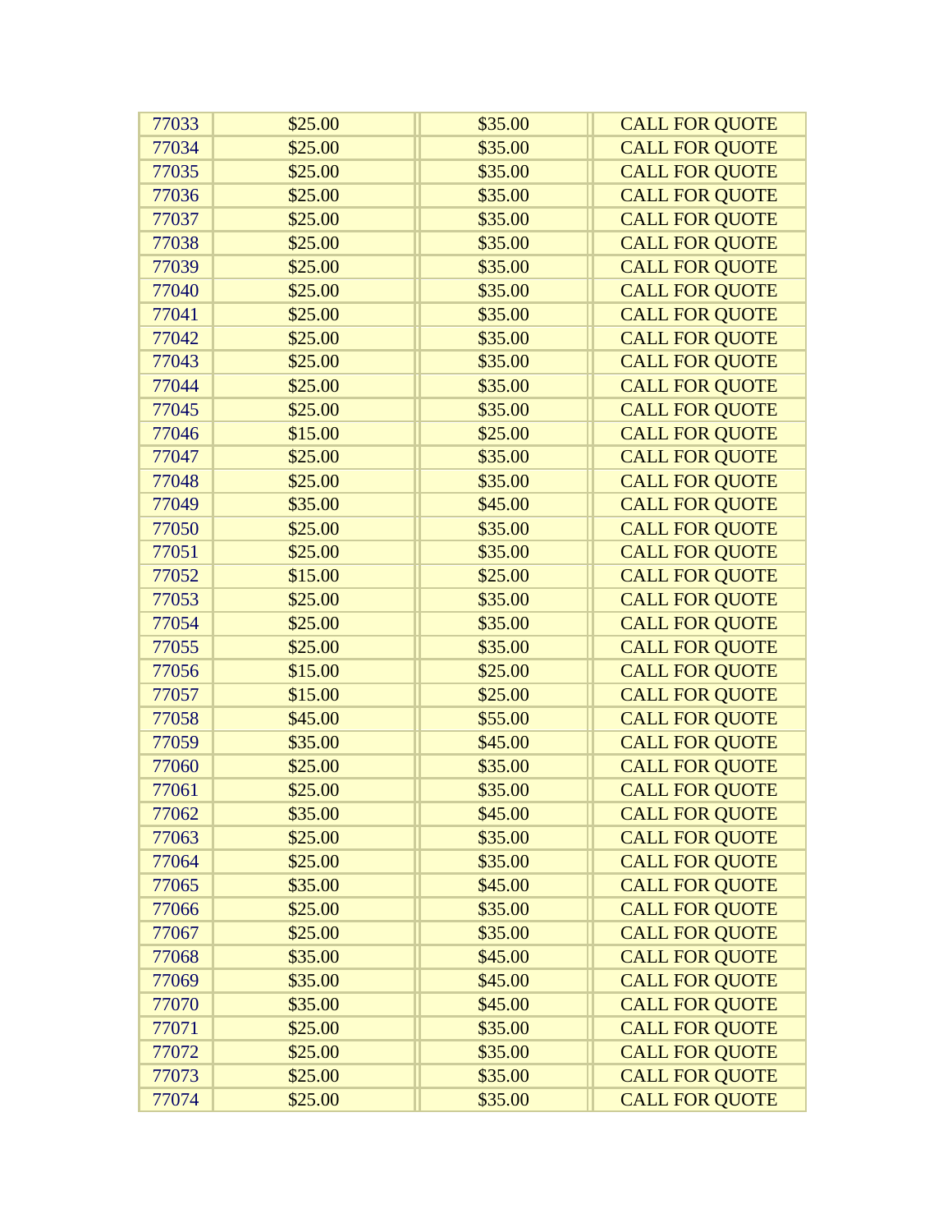| 77033 | $25.00 | $35.00 | CALL FOR QUOTE |
|---|---|---|---|
| 77034 | $25.00 | $35.00 | CALL FOR QUOTE |
| 77035 | $25.00 | $35.00 | CALL FOR QUOTE |
| 77036 | $25.00 | $35.00 | CALL FOR QUOTE |
| 77037 | $25.00 | $35.00 | CALL FOR QUOTE |
| 77038 | $25.00 | $35.00 | CALL FOR QUOTE |
| 77039 | $25.00 | $35.00 | CALL FOR QUOTE |
| 77040 | $25.00 | $35.00 | CALL FOR QUOTE |
| 77041 | $25.00 | $35.00 | CALL FOR QUOTE |
| 77042 | $25.00 | $35.00 | CALL FOR QUOTE |
| 77043 | $25.00 | $35.00 | CALL FOR QUOTE |
| 77044 | $25.00 | $35.00 | CALL FOR QUOTE |
| 77045 | $25.00 | $35.00 | CALL FOR QUOTE |
| 77046 | $15.00 | $25.00 | CALL FOR QUOTE |
| 77047 | $25.00 | $35.00 | CALL FOR QUOTE |
| 77048 | $25.00 | $35.00 | CALL FOR QUOTE |
| 77049 | $35.00 | $45.00 | CALL FOR QUOTE |
| 77050 | $25.00 | $35.00 | CALL FOR QUOTE |
| 77051 | $25.00 | $35.00 | CALL FOR QUOTE |
| 77052 | $15.00 | $25.00 | CALL FOR QUOTE |
| 77053 | $25.00 | $35.00 | CALL FOR QUOTE |
| 77054 | $25.00 | $35.00 | CALL FOR QUOTE |
| 77055 | $25.00 | $35.00 | CALL FOR QUOTE |
| 77056 | $15.00 | $25.00 | CALL FOR QUOTE |
| 77057 | $15.00 | $25.00 | CALL FOR QUOTE |
| 77058 | $45.00 | $55.00 | CALL FOR QUOTE |
| 77059 | $35.00 | $45.00 | CALL FOR QUOTE |
| 77060 | $25.00 | $35.00 | CALL FOR QUOTE |
| 77061 | $25.00 | $35.00 | CALL FOR QUOTE |
| 77062 | $35.00 | $45.00 | CALL FOR QUOTE |
| 77063 | $25.00 | $35.00 | CALL FOR QUOTE |
| 77064 | $25.00 | $35.00 | CALL FOR QUOTE |
| 77065 | $35.00 | $45.00 | CALL FOR QUOTE |
| 77066 | $25.00 | $35.00 | CALL FOR QUOTE |
| 77067 | $25.00 | $35.00 | CALL FOR QUOTE |
| 77068 | $35.00 | $45.00 | CALL FOR QUOTE |
| 77069 | $35.00 | $45.00 | CALL FOR QUOTE |
| 77070 | $35.00 | $45.00 | CALL FOR QUOTE |
| 77071 | $25.00 | $35.00 | CALL FOR QUOTE |
| 77072 | $25.00 | $35.00 | CALL FOR QUOTE |
| 77073 | $25.00 | $35.00 | CALL FOR QUOTE |
| 77074 | $25.00 | $35.00 | CALL FOR QUOTE |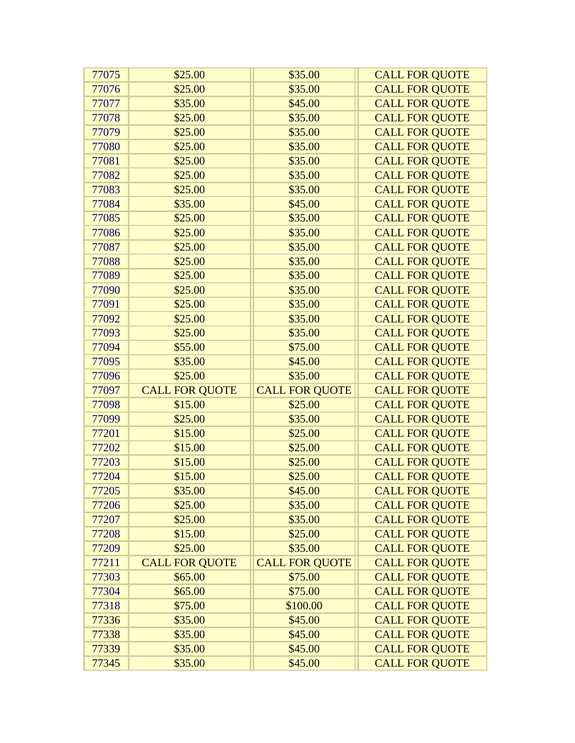| | | | |
|---|---|---|---|
| 77075 | $25.00 | $35.00 | CALL FOR QUOTE |
| 77076 | $25.00 | $35.00 | CALL FOR QUOTE |
| 77077 | $35.00 | $45.00 | CALL FOR QUOTE |
| 77078 | $25.00 | $35.00 | CALL FOR QUOTE |
| 77079 | $25.00 | $35.00 | CALL FOR QUOTE |
| 77080 | $25.00 | $35.00 | CALL FOR QUOTE |
| 77081 | $25.00 | $35.00 | CALL FOR QUOTE |
| 77082 | $25.00 | $35.00 | CALL FOR QUOTE |
| 77083 | $25.00 | $35.00 | CALL FOR QUOTE |
| 77084 | $35.00 | $45.00 | CALL FOR QUOTE |
| 77085 | $25.00 | $35.00 | CALL FOR QUOTE |
| 77086 | $25.00 | $35.00 | CALL FOR QUOTE |
| 77087 | $25.00 | $35.00 | CALL FOR QUOTE |
| 77088 | $25.00 | $35.00 | CALL FOR QUOTE |
| 77089 | $25.00 | $35.00 | CALL FOR QUOTE |
| 77090 | $25.00 | $35.00 | CALL FOR QUOTE |
| 77091 | $25.00 | $35.00 | CALL FOR QUOTE |
| 77092 | $25.00 | $35.00 | CALL FOR QUOTE |
| 77093 | $25.00 | $35.00 | CALL FOR QUOTE |
| 77094 | $55.00 | $75.00 | CALL FOR QUOTE |
| 77095 | $35.00 | $45.00 | CALL FOR QUOTE |
| 77096 | $25.00 | $35.00 | CALL FOR QUOTE |
| 77097 | CALL FOR QUOTE | CALL FOR QUOTE | CALL FOR QUOTE |
| 77098 | $15.00 | $25.00 | CALL FOR QUOTE |
| 77099 | $25.00 | $35.00 | CALL FOR QUOTE |
| 77201 | $15.00 | $25.00 | CALL FOR QUOTE |
| 77202 | $15.00 | $25.00 | CALL FOR QUOTE |
| 77203 | $15.00 | $25.00 | CALL FOR QUOTE |
| 77204 | $15.00 | $25.00 | CALL FOR QUOTE |
| 77205 | $35.00 | $45.00 | CALL FOR QUOTE |
| 77206 | $25.00 | $35.00 | CALL FOR QUOTE |
| 77207 | $25.00 | $35.00 | CALL FOR QUOTE |
| 77208 | $15.00 | $25.00 | CALL FOR QUOTE |
| 77209 | $25.00 | $35.00 | CALL FOR QUOTE |
| 77211 | CALL FOR QUOTE | CALL FOR QUOTE | CALL FOR QUOTE |
| 77303 | $65.00 | $75.00 | CALL FOR QUOTE |
| 77304 | $65.00 | $75.00 | CALL FOR QUOTE |
| 77318 | $75.00 | $100.00 | CALL FOR QUOTE |
| 77336 | $35.00 | $45.00 | CALL FOR QUOTE |
| 77338 | $35.00 | $45.00 | CALL FOR QUOTE |
| 77339 | $35.00 | $45.00 | CALL FOR QUOTE |
| 77345 | $35.00 | $45.00 | CALL FOR QUOTE |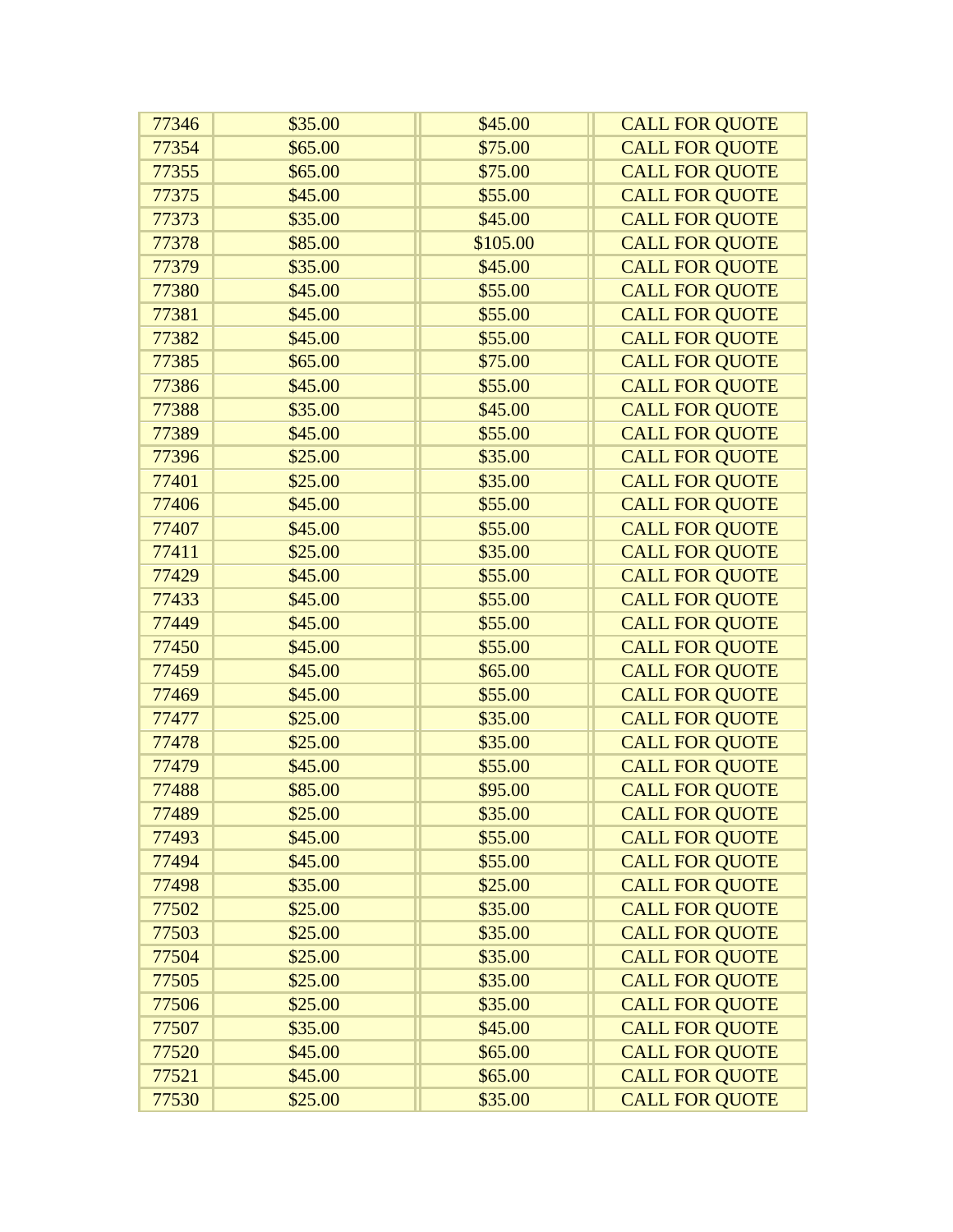| | | | |
|---|---|---|---|
| 77346 | $35.00 | $45.00 | CALL FOR QUOTE |
| 77354 | $65.00 | $75.00 | CALL FOR QUOTE |
| 77355 | $65.00 | $75.00 | CALL FOR QUOTE |
| 77375 | $45.00 | $55.00 | CALL FOR QUOTE |
| 77373 | $35.00 | $45.00 | CALL FOR QUOTE |
| 77378 | $85.00 | $105.00 | CALL FOR QUOTE |
| 77379 | $35.00 | $45.00 | CALL FOR QUOTE |
| 77380 | $45.00 | $55.00 | CALL FOR QUOTE |
| 77381 | $45.00 | $55.00 | CALL FOR QUOTE |
| 77382 | $45.00 | $55.00 | CALL FOR QUOTE |
| 77385 | $65.00 | $75.00 | CALL FOR QUOTE |
| 77386 | $45.00 | $55.00 | CALL FOR QUOTE |
| 77388 | $35.00 | $45.00 | CALL FOR QUOTE |
| 77389 | $45.00 | $55.00 | CALL FOR QUOTE |
| 77396 | $25.00 | $35.00 | CALL FOR QUOTE |
| 77401 | $25.00 | $35.00 | CALL FOR QUOTE |
| 77406 | $45.00 | $55.00 | CALL FOR QUOTE |
| 77407 | $45.00 | $55.00 | CALL FOR QUOTE |
| 77411 | $25.00 | $35.00 | CALL FOR QUOTE |
| 77429 | $45.00 | $55.00 | CALL FOR QUOTE |
| 77433 | $45.00 | $55.00 | CALL FOR QUOTE |
| 77449 | $45.00 | $55.00 | CALL FOR QUOTE |
| 77450 | $45.00 | $55.00 | CALL FOR QUOTE |
| 77459 | $45.00 | $65.00 | CALL FOR QUOTE |
| 77469 | $45.00 | $55.00 | CALL FOR QUOTE |
| 77477 | $25.00 | $35.00 | CALL FOR QUOTE |
| 77478 | $25.00 | $35.00 | CALL FOR QUOTE |
| 77479 | $45.00 | $55.00 | CALL FOR QUOTE |
| 77488 | $85.00 | $95.00 | CALL FOR QUOTE |
| 77489 | $25.00 | $35.00 | CALL FOR QUOTE |
| 77493 | $45.00 | $55.00 | CALL FOR QUOTE |
| 77494 | $45.00 | $55.00 | CALL FOR QUOTE |
| 77498 | $35.00 | $25.00 | CALL FOR QUOTE |
| 77502 | $25.00 | $35.00 | CALL FOR QUOTE |
| 77503 | $25.00 | $35.00 | CALL FOR QUOTE |
| 77504 | $25.00 | $35.00 | CALL FOR QUOTE |
| 77505 | $25.00 | $35.00 | CALL FOR QUOTE |
| 77506 | $25.00 | $35.00 | CALL FOR QUOTE |
| 77507 | $35.00 | $45.00 | CALL FOR QUOTE |
| 77520 | $45.00 | $65.00 | CALL FOR QUOTE |
| 77521 | $45.00 | $65.00 | CALL FOR QUOTE |
| 77530 | $25.00 | $35.00 | CALL FOR QUOTE |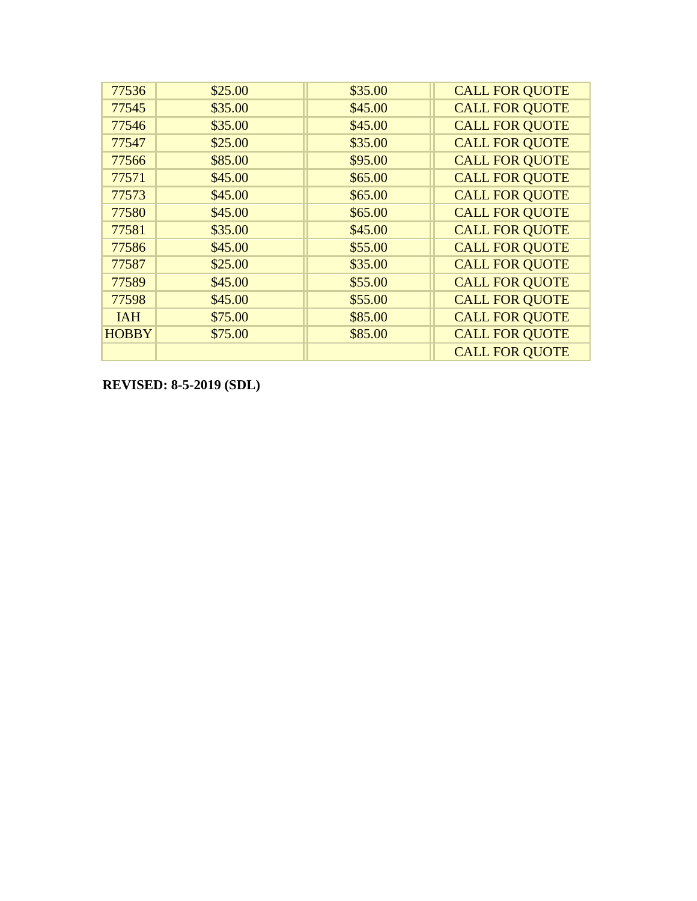| | | | |
|---|---|---|---|
| 77536 | $25.00 | $35.00 | CALL FOR QUOTE |
| 77545 | $35.00 | $45.00 | CALL FOR QUOTE |
| 77546 | $35.00 | $45.00 | CALL FOR QUOTE |
| 77547 | $25.00 | $35.00 | CALL FOR QUOTE |
| 77566 | $85.00 | $95.00 | CALL FOR QUOTE |
| 77571 | $45.00 | $65.00 | CALL FOR QUOTE |
| 77573 | $45.00 | $65.00 | CALL FOR QUOTE |
| 77580 | $45.00 | $65.00 | CALL FOR QUOTE |
| 77581 | $35.00 | $45.00 | CALL FOR QUOTE |
| 77586 | $45.00 | $55.00 | CALL FOR QUOTE |
| 77587 | $25.00 | $35.00 | CALL FOR QUOTE |
| 77589 | $45.00 | $55.00 | CALL FOR QUOTE |
| 77598 | $45.00 | $55.00 | CALL FOR QUOTE |
| IAH | $75.00 | $85.00 | CALL FOR QUOTE |
| HOBBY | $75.00 | $85.00 | CALL FOR QUOTE |
| | | | CALL FOR QUOTE |

**REVISED: 8-5-2019 (SDL)**